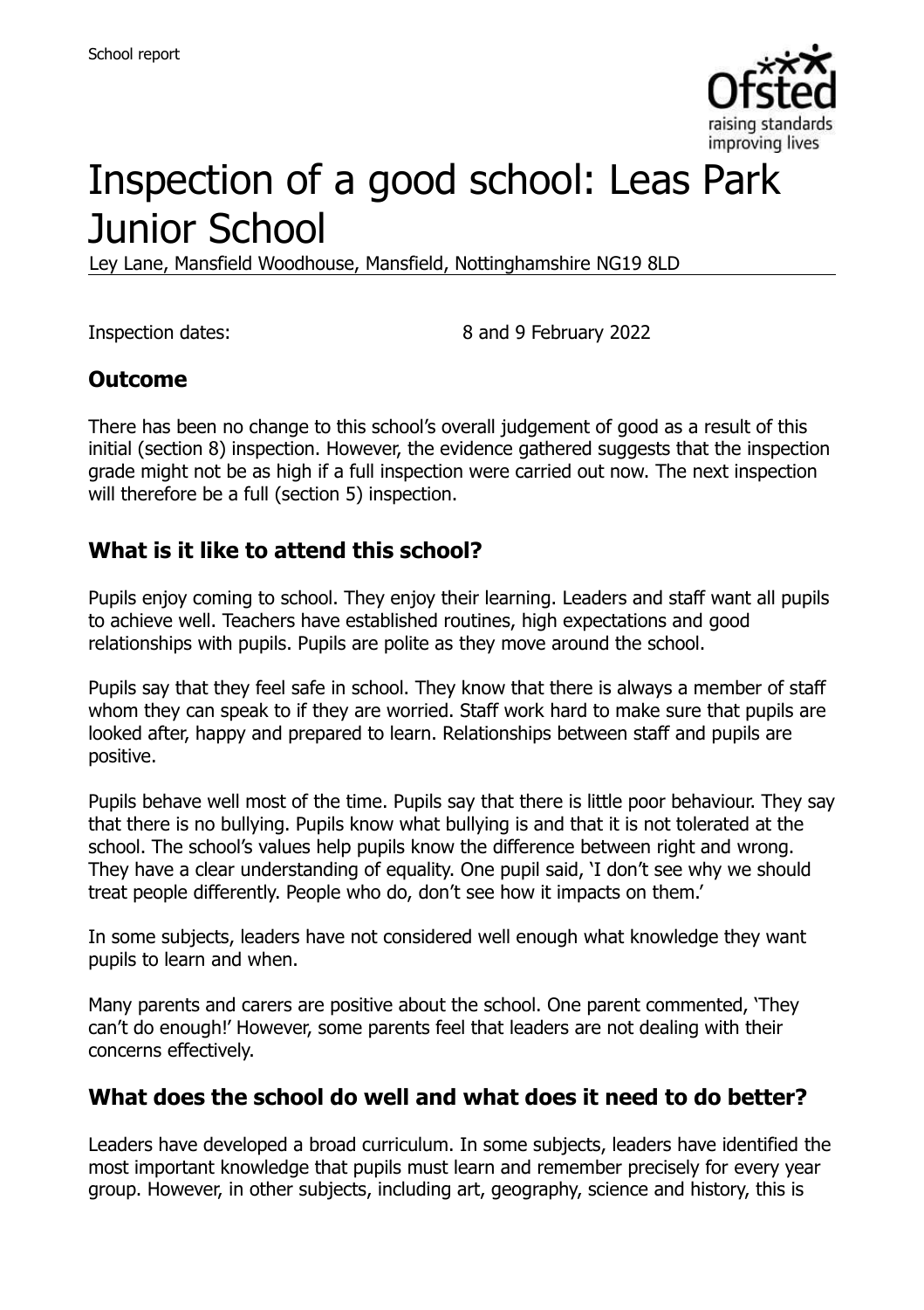School report

# Inspection of a good school: Leas Park Junior School

Ley Lane, Mansfield Woodhouse, Mansfield, Nottinghamshire NG19 8LD

Inspection dates: 8 and 9 February 2022

## Outcome

There has been no change to this school's overall judgement of good as a result of this initial (section 8) inspection. However, the evidence gathered suggests that the inspection grade might not be as high if a full inspection were carried out now. The next inspection will therefore be a full (section 5) inspection.

## What is it like to attend this school?

Pupils enjoy coming to school. They enjoy their learning. Leaders and staff want all pupils to achieve well. Teachers have established routines, high expectations and good relationships with pupils. Pupils are polite as they move around the school.

Pupils say that they feel safe in school. They know that there is always a member of staff whom they can speak to if they are worried. Staff work hard to make sure that pupils are looked after, happy and prepared to learn. Relationships between staff and pupils are positive.

Pupils behave well most of the time. Pupils say that there is little poor behaviour. They say that there is no bullying. Pupils know what bullying is and that it is not tolerated at the school. The school's values help pupils know the difference between right and wrong. They have a clear understanding of equality. One pupil said, 'I don't see why we should treat people differently. People who do, don't see how it impacts on them.'

In some subjects, leaders have not considered well enough what knowledge they want pupils to learn and when.

Many parents and carers are positive about the school. One parent commented, 'They can't do enough!' However, some parents feel that leaders are not dealing with their concerns effectively.

## What does the school do well and what does it need to do better?

Leaders have developed a broad curriculum. In some subjects, leaders have identified the most important knowledge that pupils must learn and remember precisely for every year group. However, in other subjects, including art, geography, science and history, this is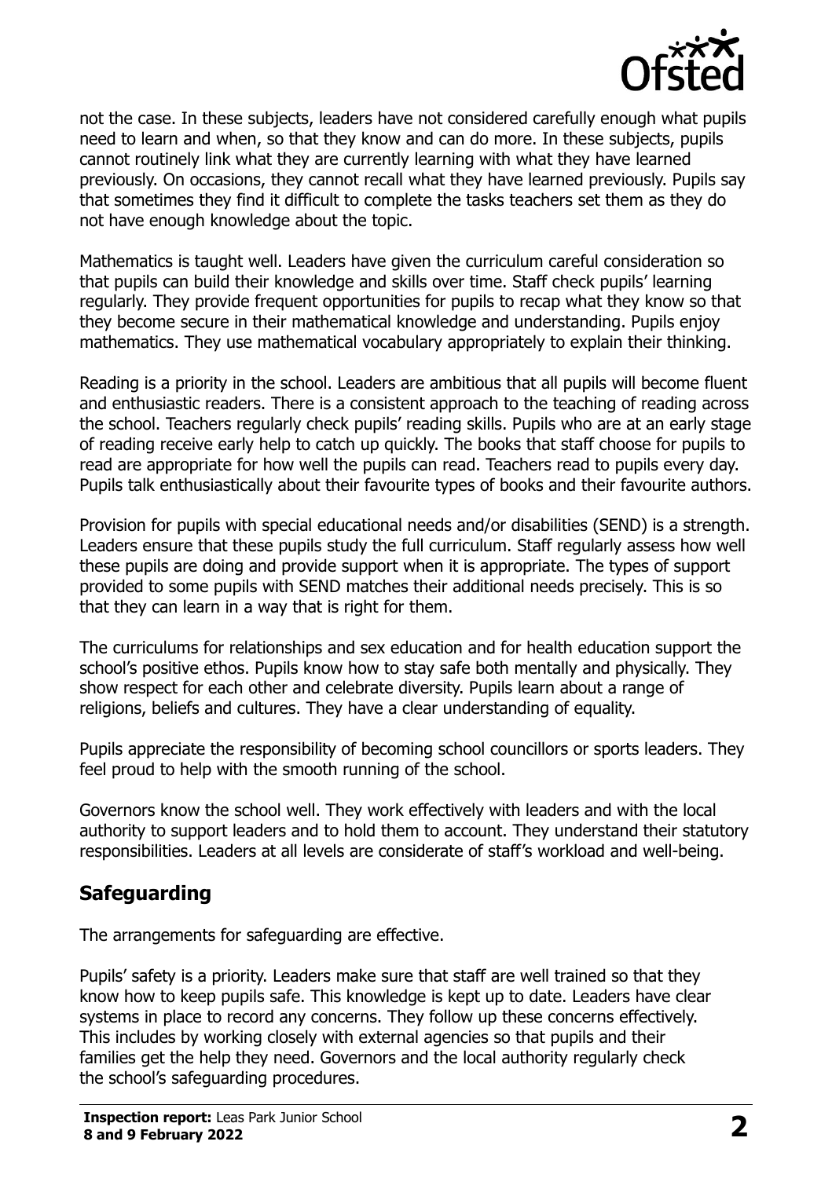not the case. In these subjects, leaders have not considered carefully enough what pupils need to learn and when, so that they know and can do more. In these subjects, pupils cannot routinely link what they are currently learning with what they have learned previously. On occasions, they cannot recall what they have learned previously. Pupils say that sometimes they find it difficult to complete the tasks teachers set them as they do not have enough knowledge about the topic.

Mathematics is taught well. Leaders have given the curriculum careful consideration so that pupils can build their knowledge and skills over time. Staff check pupils' learning regularly. They provide frequent opportunities for pupils to recap what they know so that they become secure in their mathematical knowledge and understanding. Pupils enjoy mathematics. They use mathematical vocabulary appropriately to explain their thinking.

Reading is a priority in the school. Leaders are ambitious that all pupils will become fluent and enthusiastic readers. There is a consistent approach to the teaching of reading across the school. Teachers regularly check pupils' reading skills. Pupils who are at an early stage of reading receive early help to catch up quickly. The books that staff choose for pupils to read are appropriate for how well the pupils can read. Teachers read to pupils every day. Pupils talk enthusiastically about their favourite types of books and their favourite authors.

Provision for pupils with special educational needs and/or disabilities (SEND) is a strength. Leaders ensure that these pupils study the full curriculum. Staff regularly assess how well these pupils are doing and provide support when it is appropriate. The types of support provided to some pupils with SEND matches their additional needs precisely. This is so that they can learn in a way that is right for them.

The curriculums for relationships and sex education and for health education support the school's positive ethos. Pupils know how to stay safe both mentally and physically. They show respect for each other and celebrate diversity. Pupils learn about a range of religions, beliefs and cultures. They have a clear understanding of equality.

Pupils appreciate the responsibility of becoming school councillors or sports leaders. They feel proud to help with the smooth running of the school.

Governors know the school well. They work effectively with leaders and with the local authority to support leaders and to hold them to account. They understand their statutory responsibilities. Leaders at all levels are considerate of staff's workload and well-being.

## Safeguarding

The arrangements for safeguarding are effective.

Pupils' safety is a priority. Leaders make sure that staff are well trained so that they know how to keep pupils safe. This knowledge is kept up to date. Leaders have clear systems in place to record any concerns. They follow up these concerns effectively. This includes by working closely with external agencies so that pupils and their families get the help they need. Governors and the local authority regularly check the school's safeguarding procedures.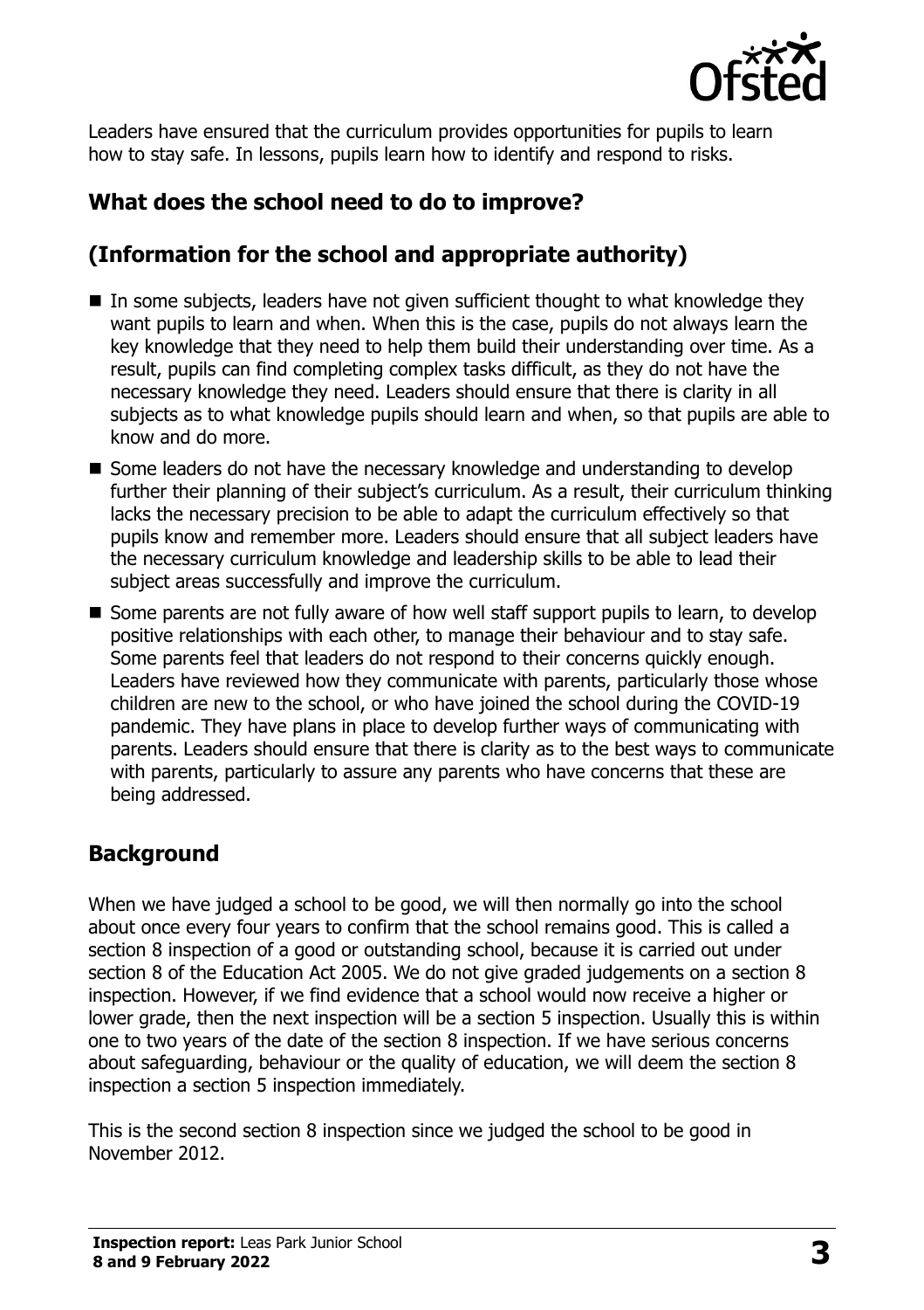Leaders have ensured that the curriculum provides opportunities for pupils to learn how to stay safe. In lessons, pupils learn how to identify and respond to risks.

## What does the school need to do to improve?

## (Information for the school and appropriate authority)

- In some subjects, leaders have not given sufficient thought to what knowledge they want pupils to learn and when. When this is the case, pupils do not always learn the key knowledge that they need to help them build their understanding over time. As a result, pupils can find completing complex tasks difficult, as they do not have the necessary knowledge they need. Leaders should ensure that there is clarity in all subjects as to what knowledge pupils should learn and when, so that pupils are able to know and do more.
- Some leaders do not have the necessary knowledge and understanding to develop further their planning of their subject's curriculum. As a result, their curriculum thinking lacks the necessary precision to be able to adapt the curriculum effectively so that pupils know and remember more. Leaders should ensure that all subject leaders have the necessary curriculum knowledge and leadership skills to be able to lead their subject areas successfully and improve the curriculum.
- Some parents are not fully aware of how well staff support pupils to learn, to develop positive relationships with each other, to manage their behaviour and to stay safe. Some parents feel that leaders do not respond to their concerns quickly enough. Leaders have reviewed how they communicate with parents, particularly those whose children are new to the school, or who have joined the school during the COVID-19 pandemic. They have plans in place to develop further ways of communicating with parents. Leaders should ensure that there is clarity as to the best ways to communicate with parents, particularly to assure any parents who have concerns that these are being addressed.

## Background

When we have judged a school to be good, we will then normally go into the school about once every four years to confirm that the school remains good. This is called a section 8 inspection of a good or outstanding school, because it is carried out under section 8 of the Education Act 2005. We do not give graded judgements on a section 8 inspection. However, if we find evidence that a school would now receive a higher or lower grade, then the next inspection will be a section 5 inspection. Usually this is within one to two years of the date of the section 8 inspection. If we have serious concerns about safeguarding, behaviour or the quality of education, we will deem the section 8 inspection a section 5 inspection immediately.

This is the second section 8 inspection since we judged the school to be good in November 2012.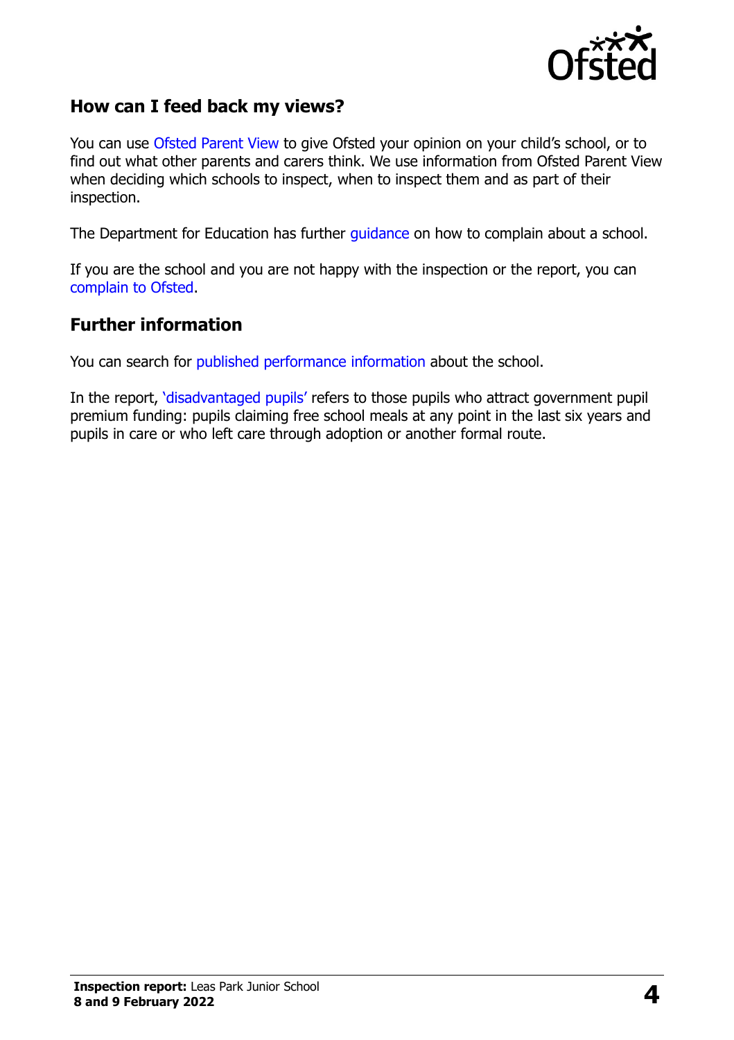## How can I feed back my views?

You can use Ofsted Parent View to give Ofsted your opinion on your child's school, or to find out what other parents and carers think. We use information from Ofsted Parent View when deciding which schools to inspect, when to inspect them and as part of their inspection.

The Department for Education has further guidance on how to complain about a school.

If you are the school and you are not happy with the inspection or the report, you can complain to Ofsted.

## Further information

You can search for published performance information about the school.

In the report, 'disadvantaged pupils' refers to those pupils who attract government pupil premium funding: pupils claiming free school meals at any point in the last six years and pupils in care or who left care through adoption or another formal route.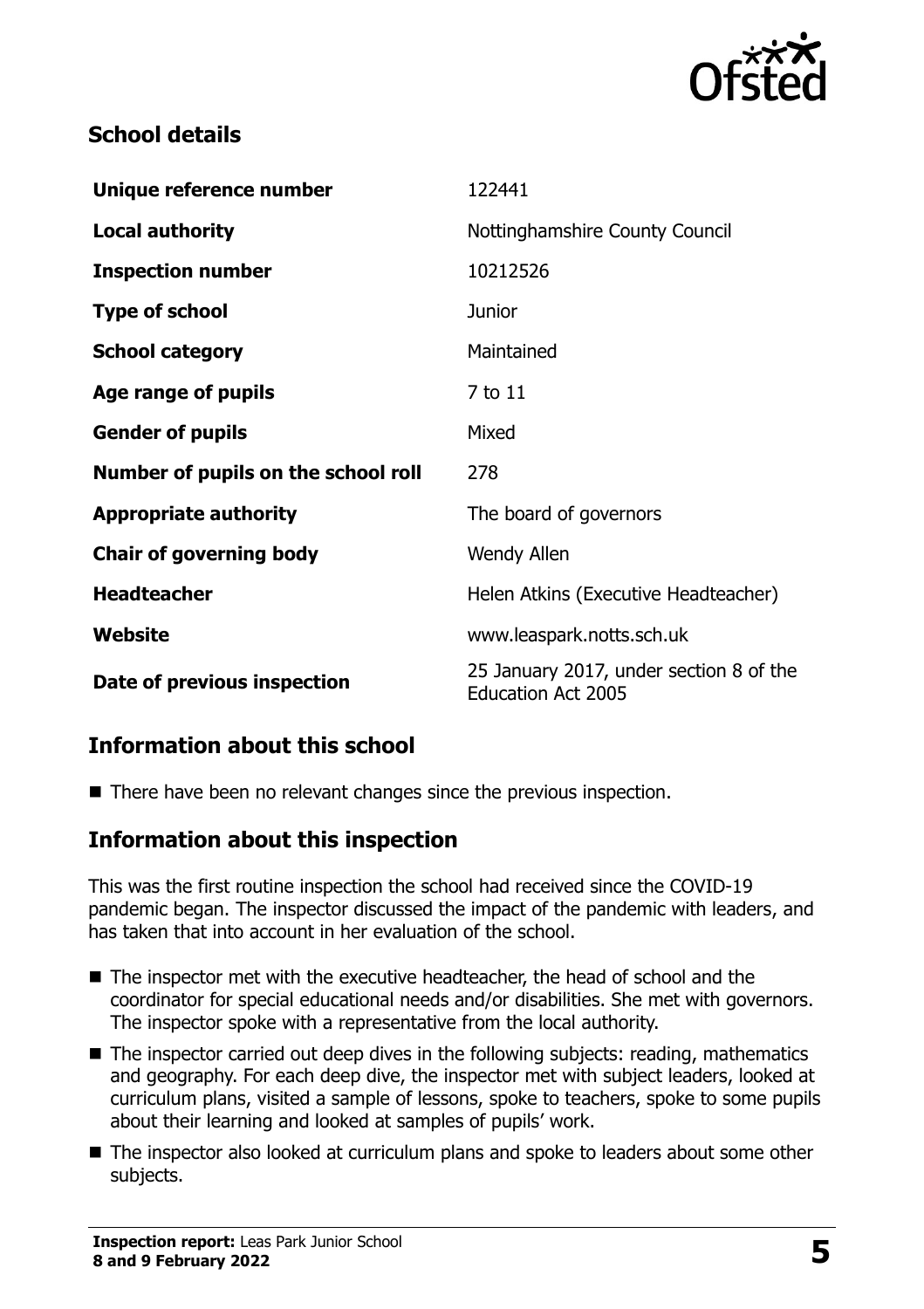## School details

| Unique reference number | 122441 |
| --- | --- |
| **Local authority** | Nottinghamshire County Council |
| **Inspection number** | 10212526 |
| **Type of school** | Junior |
| **School category** | Maintained |
| **Age range of pupils** | 7 to 11 |
| **Gender of pupils** | Mixed |
| **Number of pupils on the school roll** | 278 |
| **Appropriate authority** | The board of governors |
| **Chair of governing body** | Wendy Allen |
| **Headteacher** | Helen Atkins (Executive Headteacher) |
| **Website** | www.leaspark.notts.sch.uk |
| **Date of previous inspection** | 25 January 2017, under section 8 of the Education Act 2005 |

## Information about this school

- There have been no relevant changes since the previous inspection.

## Information about this inspection

This was the first routine inspection the school had received since the COVID-19 pandemic began. The inspector discussed the impact of the pandemic with leaders, and has taken that into account in her evaluation of the school.

- The inspector met with the executive headteacher, the head of school and the coordinator for special educational needs and/or disabilities. She met with governors. The inspector spoke with a representative from the local authority.
- The inspector carried out deep dives in the following subjects: reading, mathematics and geography. For each deep dive, the inspector met with subject leaders, looked at curriculum plans, visited a sample of lessons, spoke to teachers, spoke to some pupils about their learning and looked at samples of pupils' work.
- The inspector also looked at curriculum plans and spoke to leaders about some other subjects.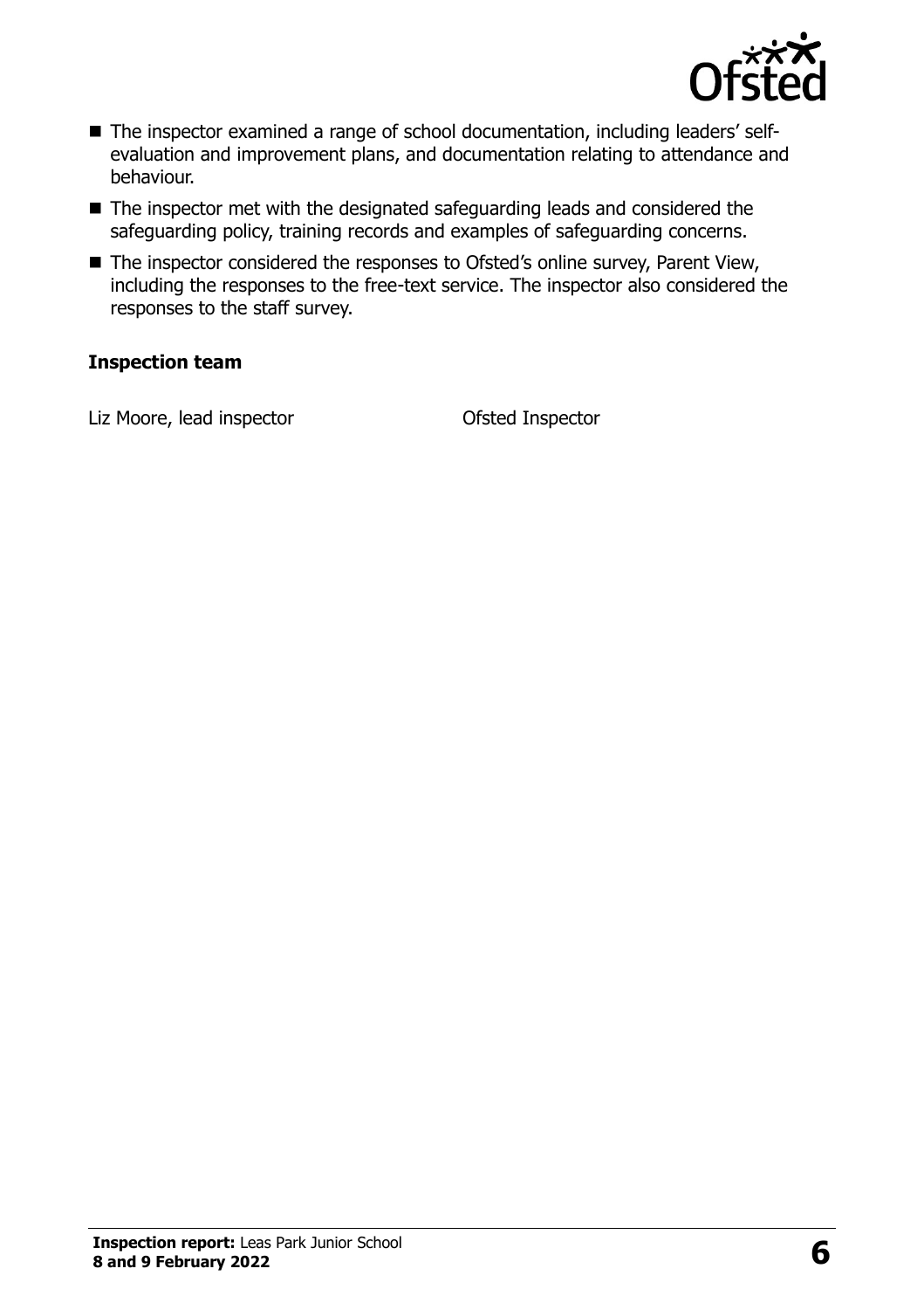- The inspector examined a range of school documentation, including leaders' self-evaluation and improvement plans, and documentation relating to attendance and behaviour.
- The inspector met with the designated safeguarding leads and considered the safeguarding policy, training records and examples of safeguarding concerns.
- The inspector considered the responses to Ofsted's online survey, Parent View, including the responses to the free-text service. The inspector also considered the responses to the staff survey.

**Inspection team**

| | |
|---|---|
| Liz Moore, lead inspector | Ofsted Inspector |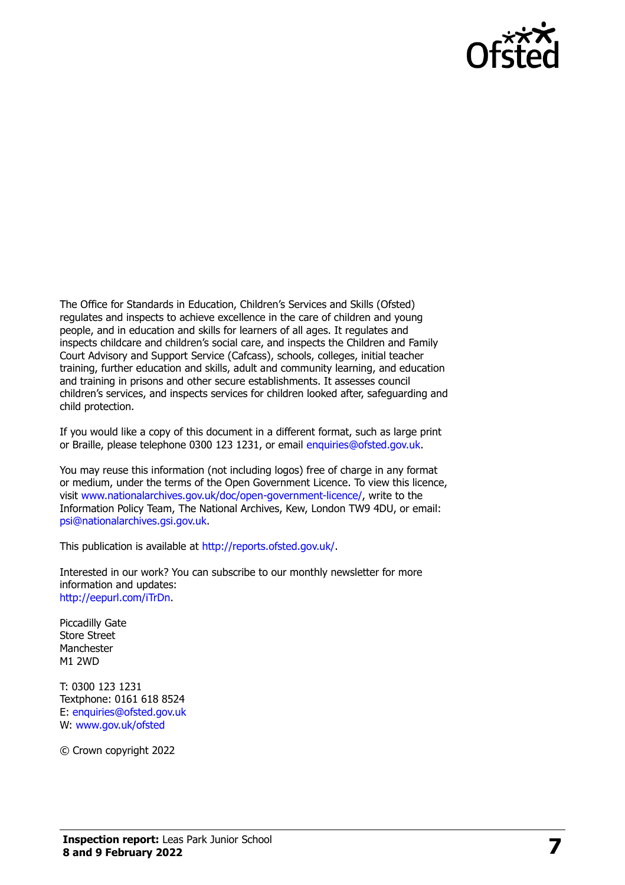The Office for Standards in Education, Children's Services and Skills (Ofsted) regulates and inspects to achieve excellence in the care of children and young people, and in education and skills for learners of all ages. It regulates and inspects childcare and children's social care, and inspects the Children and Family Court Advisory and Support Service (Cafcass), schools, colleges, initial teacher training, further education and skills, adult and community learning, and education and training in prisons and other secure establishments. It assesses council children's services, and inspects services for children looked after, safeguarding and child protection.

If you would like a copy of this document in a different format, such as large print or Braille, please telephone 0300 123 1231, or email enquiries@ofsted.gov.uk.

You may reuse this information (not including logos) free of charge in any format or medium, under the terms of the Open Government Licence. To view this licence, visit www.nationalarchives.gov.uk/doc/open-government-licence/, write to the Information Policy Team, The National Archives, Kew, London TW9 4DU, or email: psi@nationalarchives.gsi.gov.uk.

This publication is available at http://reports.ofsted.gov.uk/.

Interested in our work? You can subscribe to our monthly newsletter for more information and updates:
http://eepurl.com/iTrDn.

Piccadilly Gate
Store Street
Manchester
M1 2WD

T: 0300 123 1231
Textphone: 0161 618 8524
E: enquiries@ofsted.gov.uk
W: www.gov.uk/ofsted

© Crown copyright 2022